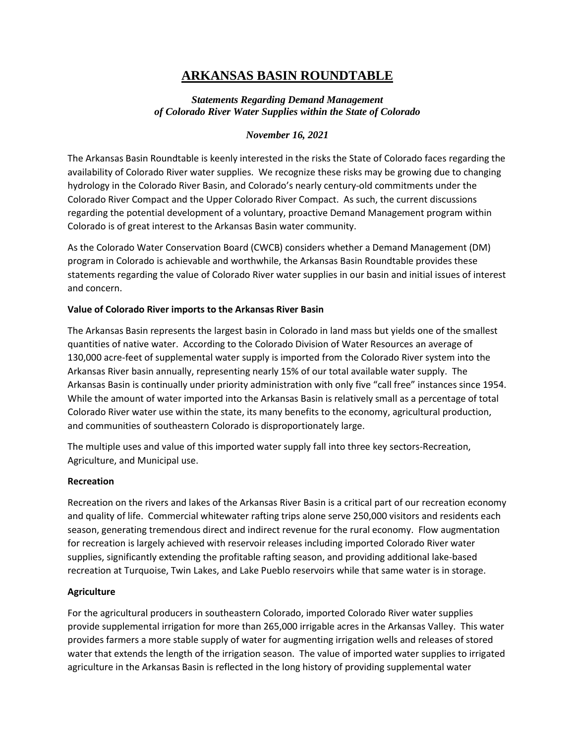# ARKANSAS BASIN ROUNDTABLE

***Statements Regarding Demand Management of Colorado River Water Supplies within the State of Colorado***

***November 16, 2021***

The Arkansas Basin Roundtable is keenly interested in the risks the State of Colorado faces regarding the availability of Colorado River water supplies. We recognize these risks may be growing due to changing hydrology in the Colorado River Basin, and Colorado's nearly century-old commitments under the Colorado River Compact and the Upper Colorado River Compact. As such, the current discussions regarding the potential development of a voluntary, proactive Demand Management program within Colorado is of great interest to the Arkansas Basin water community.

As the Colorado Water Conservation Board (CWCB) considers whether a Demand Management (DM) program in Colorado is achievable and worthwhile, the Arkansas Basin Roundtable provides these statements regarding the value of Colorado River water supplies in our basin and initial issues of interest and concern.

**Value of Colorado River imports to the Arkansas River Basin**

The Arkansas Basin represents the largest basin in Colorado in land mass but yields one of the smallest quantities of native water. According to the Colorado Division of Water Resources an average of 130,000 acre-feet of supplemental water supply is imported from the Colorado River system into the Arkansas River basin annually, representing nearly 15% of our total available water supply. The Arkansas Basin is continually under priority administration with only five "call free" instances since 1954. While the amount of water imported into the Arkansas Basin is relatively small as a percentage of total Colorado River water use within the state, its many benefits to the economy, agricultural production, and communities of southeastern Colorado is disproportionately large.

The multiple uses and value of this imported water supply fall into three key sectors-Recreation, Agriculture, and Municipal use.

**Recreation**

Recreation on the rivers and lakes of the Arkansas River Basin is a critical part of our recreation economy and quality of life. Commercial whitewater rafting trips alone serve 250,000 visitors and residents each season, generating tremendous direct and indirect revenue for the rural economy. Flow augmentation for recreation is largely achieved with reservoir releases including imported Colorado River water supplies, significantly extending the profitable rafting season, and providing additional lake-based recreation at Turquoise, Twin Lakes, and Lake Pueblo reservoirs while that same water is in storage.

**Agriculture**

For the agricultural producers in southeastern Colorado, imported Colorado River water supplies provide supplemental irrigation for more than 265,000 irrigable acres in the Arkansas Valley. This water provides farmers a more stable supply of water for augmenting irrigation wells and releases of stored water that extends the length of the irrigation season. The value of imported water supplies to irrigated agriculture in the Arkansas Basin is reflected in the long history of providing supplemental water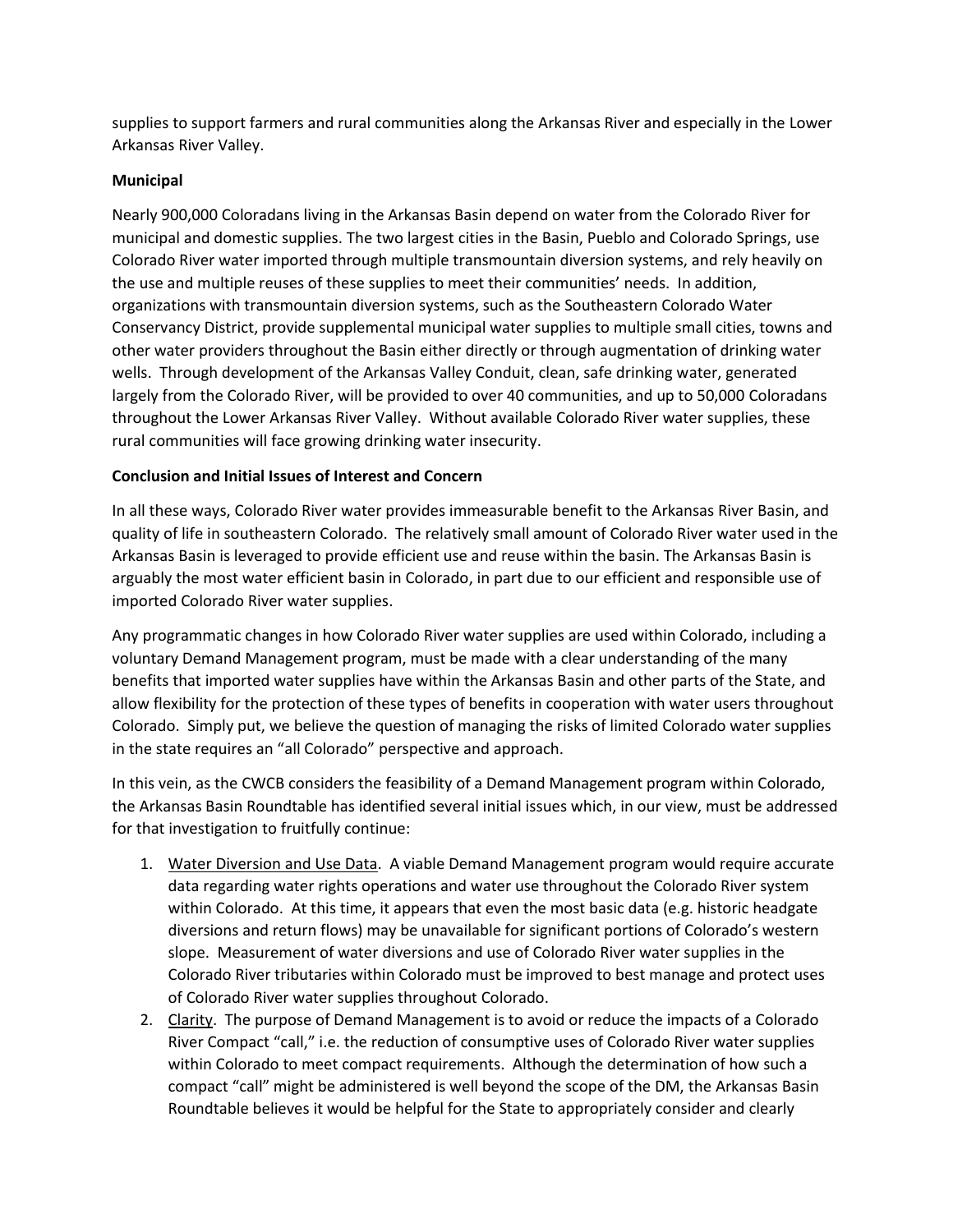supplies to support farmers and rural communities along the Arkansas River and especially in the Lower Arkansas River Valley.

**Municipal**

Nearly 900,000 Coloradans living in the Arkansas Basin depend on water from the Colorado River for municipal and domestic supplies. The two largest cities in the Basin, Pueblo and Colorado Springs, use Colorado River water imported through multiple transmountain diversion systems, and rely heavily on the use and multiple reuses of these supplies to meet their communities' needs. In addition, organizations with transmountain diversion systems, such as the Southeastern Colorado Water Conservancy District, provide supplemental municipal water supplies to multiple small cities, towns and other water providers throughout the Basin either directly or through augmentation of drinking water wells. Through development of the Arkansas Valley Conduit, clean, safe drinking water, generated largely from the Colorado River, will be provided to over 40 communities, and up to 50,000 Coloradans throughout the Lower Arkansas River Valley. Without available Colorado River water supplies, these rural communities will face growing drinking water insecurity.

**Conclusion and Initial Issues of Interest and Concern**

In all these ways, Colorado River water provides immeasurable benefit to the Arkansas River Basin, and quality of life in southeastern Colorado. The relatively small amount of Colorado River water used in the Arkansas Basin is leveraged to provide efficient use and reuse within the basin. The Arkansas Basin is arguably the most water efficient basin in Colorado, in part due to our efficient and responsible use of imported Colorado River water supplies.

Any programmatic changes in how Colorado River water supplies are used within Colorado, including a voluntary Demand Management program, must be made with a clear understanding of the many benefits that imported water supplies have within the Arkansas Basin and other parts of the State, and allow flexibility for the protection of these types of benefits in cooperation with water users throughout Colorado. Simply put, we believe the question of managing the risks of limited Colorado water supplies in the state requires an "all Colorado" perspective and approach.

In this vein, as the CWCB considers the feasibility of a Demand Management program within Colorado, the Arkansas Basin Roundtable has identified several initial issues which, in our view, must be addressed for that investigation to fruitfully continue:

1. <u>Water Diversion and Use Data</u>. A viable Demand Management program would require accurate data regarding water rights operations and water use throughout the Colorado River system within Colorado. At this time, it appears that even the most basic data (e.g. historic headgate diversions and return flows) may be unavailable for significant portions of Colorado's western slope. Measurement of water diversions and use of Colorado River water supplies in the Colorado River tributaries within Colorado must be improved to best manage and protect uses of Colorado River water supplies throughout Colorado.
2. <u>Clarity</u>. The purpose of Demand Management is to avoid or reduce the impacts of a Colorado River Compact "call," i.e. the reduction of consumptive uses of Colorado River water supplies within Colorado to meet compact requirements. Although the determination of how such a compact "call" might be administered is well beyond the scope of the DM, the Arkansas Basin Roundtable believes it would be helpful for the State to appropriately consider and clearly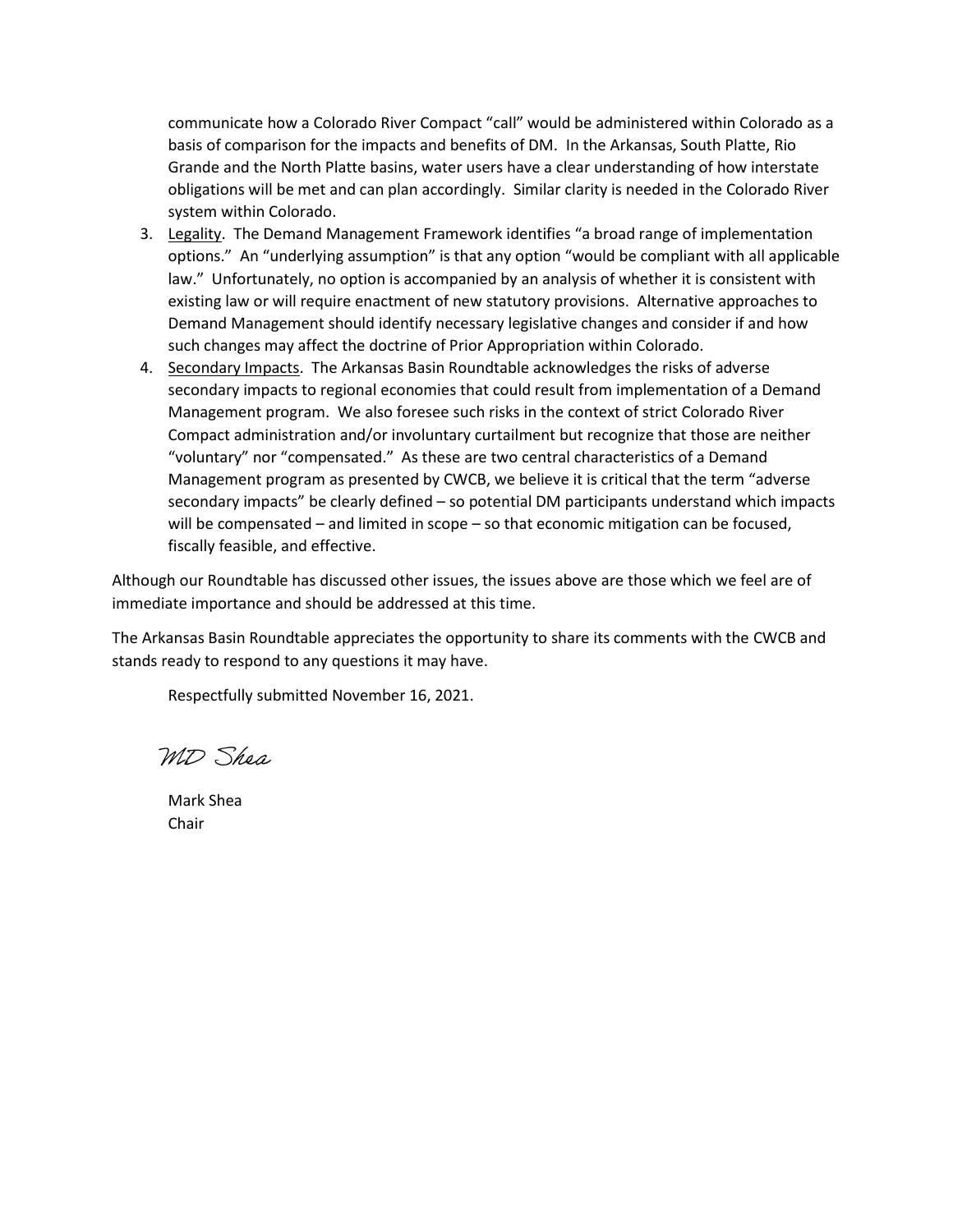communicate how a Colorado River Compact "call" would be administered within Colorado as a basis of comparison for the impacts and benefits of DM. In the Arkansas, South Platte, Rio Grande and the North Platte basins, water users have a clear understanding of how interstate obligations will be met and can plan accordingly. Similar clarity is needed in the Colorado River system within Colorado.

3. <u>Legality</u>. The Demand Management Framework identifies "a broad range of implementation options." An "underlying assumption" is that any option "would be compliant with all applicable law." Unfortunately, no option is accompanied by an analysis of whether it is consistent with existing law or will require enactment of new statutory provisions. Alternative approaches to Demand Management should identify necessary legislative changes and consider if and how such changes may affect the doctrine of Prior Appropriation within Colorado.
4. <u>Secondary Impacts</u>. The Arkansas Basin Roundtable acknowledges the risks of adverse secondary impacts to regional economies that could result from implementation of a Demand Management program. We also foresee such risks in the context of strict Colorado River Compact administration and/or involuntary curtailment but recognize that those are neither "voluntary" nor "compensated." As these are two central characteristics of a Demand Management program as presented by CWCB, we believe it is critical that the term "adverse secondary impacts" be clearly defined – so potential DM participants understand which impacts will be compensated – and limited in scope – so that economic mitigation can be focused, fiscally feasible, and effective.

Although our Roundtable has discussed other issues, the issues above are those which we feel are of immediate importance and should be addressed at this time.

The Arkansas Basin Roundtable appreciates the opportunity to share its comments with the CWCB and stands ready to respond to any questions it may have.

Respectfully submitted November 16, 2021.

*MD Shea*

Mark Shea
Chair